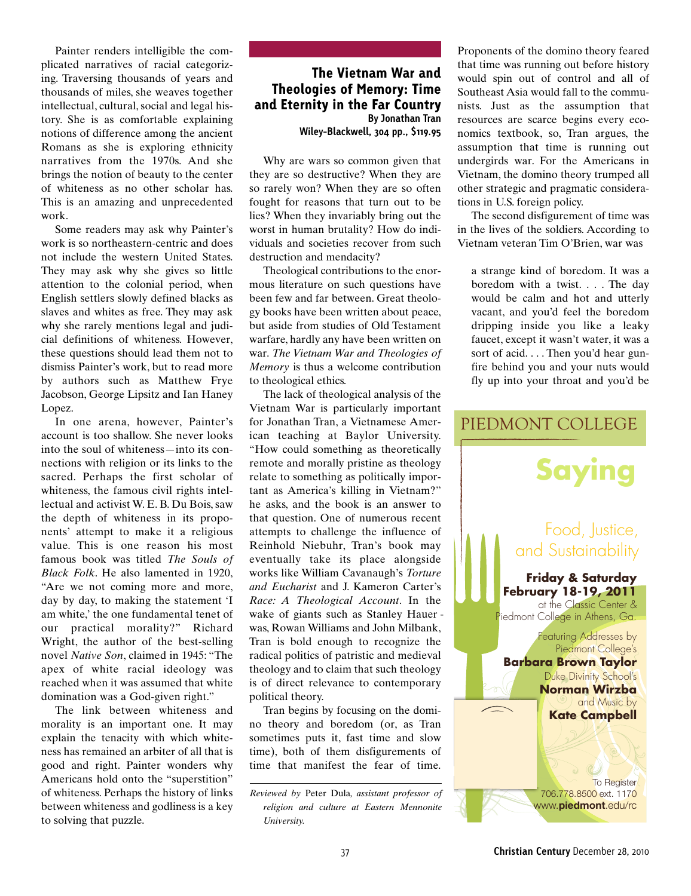Painter renders intelligible the complicated narratives of racial categorizing. Traversing thousands of years and thousands of miles, she weaves together intellectual, cultural, social and legal history. She is as comfortable explaining notions of difference among the ancient Romans as she is exploring ethnicity narratives from the 1970s. And she brings the notion of beauty to the center of whiteness as no other scholar has. This is an amazing and unprecedented work.

Some readers may ask why Painter's work is so northeastern-centric and does not include the western United States. They may ask why she gives so little attention to the colonial period, when English settlers slowly defined blacks as slaves and whites as free. They may ask why she rarely mentions legal and judicial definitions of whiteness. However, these questions should lead them not to dismiss Painter's work, but to read more by authors such as Matthew Frye Jacobson, George Lipsitz and Ian Haney Lopez.

In one arena, however, Painter's account is too shallow. She never looks into the soul of whiteness—into its connections with religion or its links to the sacred. Perhaps the first scholar of whiteness, the famous civil rights intellectual and activist W. E. B. Du Bois, saw the depth of whiteness in its proponents' attempt to make it a religious value. This is one reason his most famous book was titled *The Souls of Black Folk*. He also lamented in 1920, "Are we not coming more and more, day by day, to making the statement 'I am white,' the one fundamental tenet of our practical morality?" Richard Wright, the author of the best-selling novel *Native Son*, claimed in 1945: "The apex of white racial ideology was reached when it was assumed that white domination was a God-given right."

The link between whiteness and morality is an important one. It may explain the tenacity with which whiteness has remained an arbiter of all that is good and right. Painter wonders why Americans hold onto the "superstition" of whiteness. Perhaps the history of links between whiteness and godliness is a key to solving that puzzle.

## The Vietnam War and Theologies of Memory: Time and Eternity in the Far Country

**By Jonathan Tran**
**Wiley-Blackwell, 304 pp., $119.95**

Why are wars so common given that they are so destructive? When they are so rarely won? When they are so often fought for reasons that turn out to be lies? When they invariably bring out the worst in human brutality? How do individuals and societies recover from such destruction and mendacity?

Theological contributions to the enormous literature on such questions have been few and far between. Great theology books have been written about peace, but aside from studies of Old Testament warfare, hardly any have been written on war. *The Vietnam War and Theologies of Memory* is thus a welcome contribution to theological ethics.

The lack of theological analysis of the Vietnam War is particularly important for Jonathan Tran, a Vietnamese American teaching at Baylor University. "How could something as theoretically remote and morally pristine as theology relate to something as politically important as America's killing in Vietnam?" he asks, and the book is an answer to that question. One of numerous recent attempts to challenge the influence of Reinhold Niebuhr, Tran's book may eventually take its place alongside works like William Cavanaugh's *Torture and Eucharist* and J. Kameron Carter's *Race: A Theological Account*. In the wake of giants such as Stanley Hauerwas, Rowan Williams and John Milbank, Tran is bold enough to recognize the radical politics of patristic and medieval theology and to claim that such theology is of direct relevance to contemporary political theory.

Tran begins by focusing on the domino theory and boredom (or, as Tran sometimes puts it, fast time and slow time), both of them disfigurements of time that manifest the fear of time. Proponents of the domino theory feared that time was running out before history would spin out of control and all of Southeast Asia would fall to the communists. Just as the assumption that resources are scarce begins every economics textbook, so, Tran argues, the assumption that time is running out undergirds war. For the Americans in Vietnam, the domino theory trumped all other strategic and pragmatic considerations in U.S. foreign policy.

The second disfigurement of time was in the lives of the soldiers. According to Vietnam veteran Tim O'Brien, war was

> a strange kind of boredom. It was a boredom with a twist. . . . The day would be calm and hot and utterly vacant, and you'd feel the boredom dripping inside you like a leaky faucet, except it wasn't water, it was a sort of acid. . . . Then you'd hear gunfire behind you and your nuts would fly up into your throat and you'd be

*Reviewed by* Peter Dula, *assistant professor of religion and culture at Eastern Mennonite University.*

PIEDMONT COLLEGE

**Saying**

Food, Justice, and Sustainability

**Friday & Saturday February 18-19, 2011**
at the Classic Center & Piedmont College in Athens, Ga.

Featuring Addresses by Piedmont College's **Barbara Brown Taylor**
Duke Divinity School's **Norman Wirzba**
and Music by **Kate Campbell**

To Register
706.778.8500 ext. 1170
www.**piedmont**.edu/rc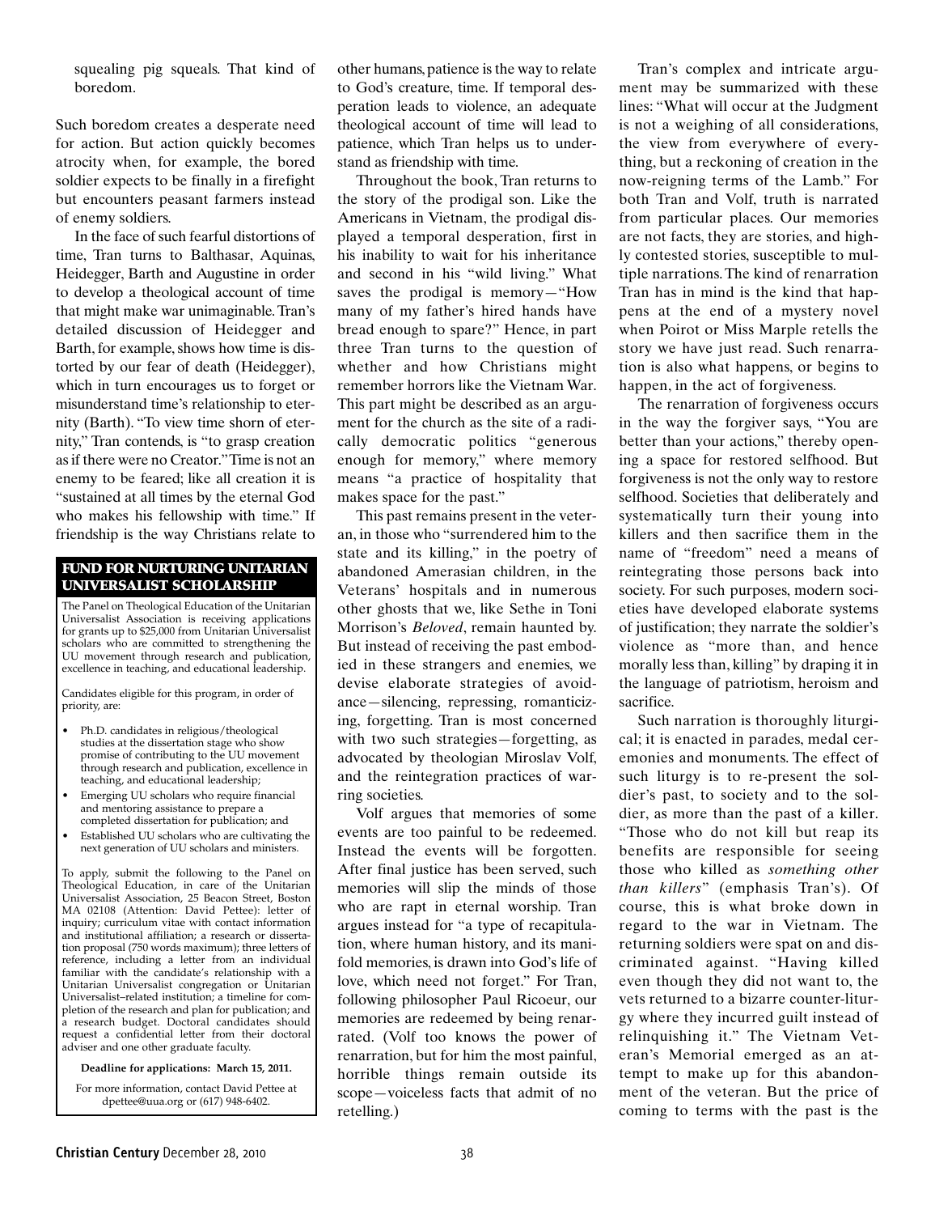squealing pig squeals. That kind of boredom.

Such boredom creates a desperate need for action. But action quickly becomes atrocity when, for example, the bored soldier expects to be finally in a firefight but encounters peasant farmers instead of enemy soldiers.

In the face of such fearful distortions of time, Tran turns to Balthasar, Aquinas, Heidegger, Barth and Augustine in order to develop a theological account of time that might make war unimaginable. Tran's detailed discussion of Heidegger and Barth, for example, shows how time is distorted by our fear of death (Heidegger), which in turn encourages us to forget or misunderstand time's relationship to eternity (Barth). "To view time shorn of eternity," Tran contends, is "to grasp creation as if there were no Creator." Time is not an enemy to be feared; like all creation it is "sustained at all times by the eternal God who makes his fellowship with time." If friendship is the way Christians relate to other humans, patience is the way to relate to God's creature, time. If temporal desperation leads to violence, an adequate theological account of time will lead to patience, which Tran helps us to understand as friendship with time.

Throughout the book, Tran returns to the story of the prodigal son. Like the Americans in Vietnam, the prodigal displayed a temporal desperation, first in his inability to wait for his inheritance and second in his "wild living." What saves the prodigal is memory—"How many of my father's hired hands have bread enough to spare?" Hence, in part three Tran turns to the question of whether and how Christians might remember horrors like the Vietnam War. This part might be described as an argument for the church as the site of a radically democratic politics "generous enough for memory," where memory means "a practice of hospitality that makes space for the past."

This past remains present in the veteran, in those who "surrendered him to the state and its killing," in the poetry of abandoned Amerasian children, in the Veterans' hospitals and in numerous other ghosts that we, like Sethe in Toni Morrison's *Beloved*, remain haunted by. But instead of receiving the past embodied in these strangers and enemies, we devise elaborate strategies of avoidance—silencing, repressing, romanticizing, forgetting. Tran is most concerned with two such strategies—forgetting, as advocated by theologian Miroslav Volf, and the reintegration practices of warring societies.

Volf argues that memories of some events are too painful to be redeemed. Instead the events will be forgotten. After final justice has been served, such memories will slip the minds of those who are rapt in eternal worship. Tran argues instead for "a type of recapitulation, where human history, and its manifold memories, is drawn into God's life of love, which need not forget." For Tran, following philosopher Paul Ricoeur, our memories are redeemed by being renarrated. (Volf too knows the power of renarration, but for him the most painful, horrible things remain outside its scope—voiceless facts that admit of no retelling.)

Tran's complex and intricate argument may be summarized with these lines: "What will occur at the Judgment is not a weighing of all considerations, the view from everywhere of everything, but a reckoning of creation in the now-reigning terms of the Lamb." For both Tran and Volf, truth is narrated from particular places. Our memories are not facts, they are stories, and highly contested stories, susceptible to multiple narrations. The kind of renarration Tran has in mind is the kind that happens at the end of a mystery novel when Poirot or Miss Marple retells the story we have just read. Such renarration is also what happens, or begins to happen, in the act of forgiveness.

The renarration of forgiveness occurs in the way the forgiver says, "You are better than your actions," thereby opening a space for restored selfhood. But forgiveness is not the only way to restore selfhood. Societies that deliberately and systematically turn their young into killers and then sacrifice them in the name of "freedom" need a means of reintegrating those persons back into society. For such purposes, modern societies have developed elaborate systems of justification; they narrate the soldier's violence as "more than, and hence morally less than, killing" by draping it in the language of patriotism, heroism and sacrifice.

Such narration is thoroughly liturgical; it is enacted in parades, medal ceremonies and monuments. The effect of such liturgy is to re-present the soldier's past, to society and to the soldier, as more than the past of a killer. "Those who do not kill but reap its benefits are responsible for seeing those who killed as *something other than killers*" (emphasis Tran's). Of course, this is what broke down in regard to the war in Vietnam. The returning soldiers were spat on and discriminated against. "Having killed even though they did not want to, the vets returned to a bizarre counter-liturgy where they incurred guilt instead of relinquishing it." The Vietnam Veteran's Memorial emerged as an attempt to make up for this abandonment of the veteran. But the price of coming to terms with the past is the

---

**FUND FOR NURTURING UNITARIAN UNIVERSALIST SCHOLARSHIP**

The Panel on Theological Education of the Unitarian Universalist Association is receiving applications for grants up to $25,000 from Unitarian Universalist scholars who are committed to strengthening the UU movement through research and publication, excellence in teaching, and educational leadership.

Candidates eligible for this program, in order of priority, are:

- Ph.D. candidates in religious/theological studies at the dissertation stage who show promise of contributing to the UU movement through research and publication, excellence in teaching, and educational leadership;
- Emerging UU scholars who require financial and mentoring assistance to prepare a completed dissertation for publication; and
- Established UU scholars who are cultivating the next generation of UU scholars and ministers.

To apply, submit the following to the Panel on Theological Education, in care of the Unitarian Universalist Association, 25 Beacon Street, Boston MA 02108 (Attention: David Pettee): letter of inquiry; curriculum vitae with contact information and institutional affiliation; a research or dissertation proposal (750 words maximum); three letters of reference, including a letter from an individual familiar with the candidate's relationship with a Unitarian Universalist congregation or Unitarian Universalist–related institution; a timeline for completion of the research and plan for publication; and a research budget. Doctoral candidates should request a confidential letter from their doctoral adviser and one other graduate faculty.

**Deadline for applications: March 15, 2011.**

For more information, contact David Pettee at dpettee@uua.org or (617) 948-6402.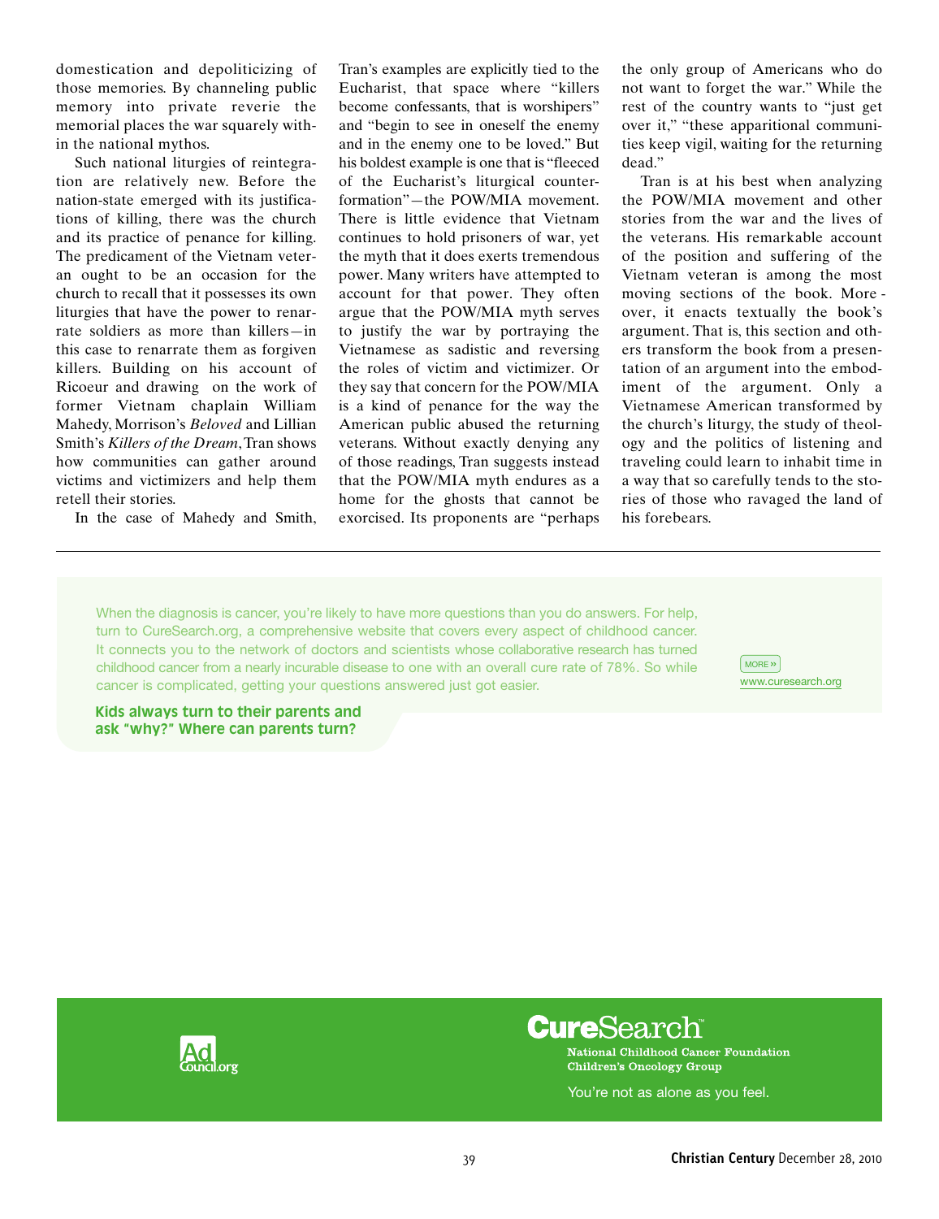domestication and depoliticizing of those memories. By channeling public memory into private reverie the memorial places the war squarely within the national mythos.

Such national liturgies of reintegration are relatively new. Before the nation-state emerged with its justifications of killing, there was the church and its practice of penance for killing. The predicament of the Vietnam veteran ought to be an occasion for the church to recall that it possesses its own liturgies that have the power to renarrate soldiers as more than killers—in this case to renarrate them as forgiven killers. Building on his account of Ricoeur and drawing on the work of former Vietnam chaplain William Mahedy, Morrison's *Beloved* and Lillian Smith's *Killers of the Dream*, Tran shows how communities can gather around victims and victimizers and help them retell their stories.

In the case of Mahedy and Smith, Tran's examples are explicitly tied to the Eucharist, that space where "killers become confessants, that is worshipers" and "begin to see in oneself the enemy and in the enemy one to be loved." But his boldest example is one that is "fleeced of the Eucharist's liturgical counterformation"—the POW/MIA movement. There is little evidence that Vietnam continues to hold prisoners of war, yet the myth that it does exerts tremendous power. Many writers have attempted to account for that power. They often argue that the POW/MIA myth serves to justify the war by portraying the Vietnamese as sadistic and reversing the roles of victim and victimizer. Or they say that concern for the POW/MIA is a kind of penance for the way the American public abused the returning veterans. Without exactly denying any of those readings, Tran suggests instead that the POW/MIA myth endures as a home for the ghosts that cannot be exorcised. Its proponents are "perhaps the only group of Americans who do not want to forget the war." While the rest of the country wants to "just get over it," "these apparitional communities keep vigil, waiting for the returning dead."

Tran is at his best when analyzing the POW/MIA movement and other stories from the war and the lives of the veterans. His remarkable account of the position and suffering of the Vietnam veteran is among the most moving sections of the book. Moreover, it enacts textually the book's argument. That is, this section and others transform the book from a presentation of an argument into the embodiment of the argument. Only a Vietnamese American transformed by the church's liturgy, the study of theology and the politics of listening and traveling could learn to inhabit time in a way that so carefully tends to the stories of those who ravaged the land of his forebears.

---

When the diagnosis is cancer, you're likely to have more questions than you do answers. For help, turn to CureSearch.org, a comprehensive website that covers every aspect of childhood cancer. It connects you to the network of doctors and scientists whose collaborative research has turned childhood cancer from a nearly incurable disease to one with an overall cure rate of 78%. So while cancer is complicated, getting your questions answered just got easier.

MORE »
www.curesearch.org

**Kids always turn to their parents and ask "why?" Where can parents turn?**

Ad Council.org

**Cure**Search™
National Childhood Cancer Foundation
Children's Oncology Group

You're not as alone as you feel.